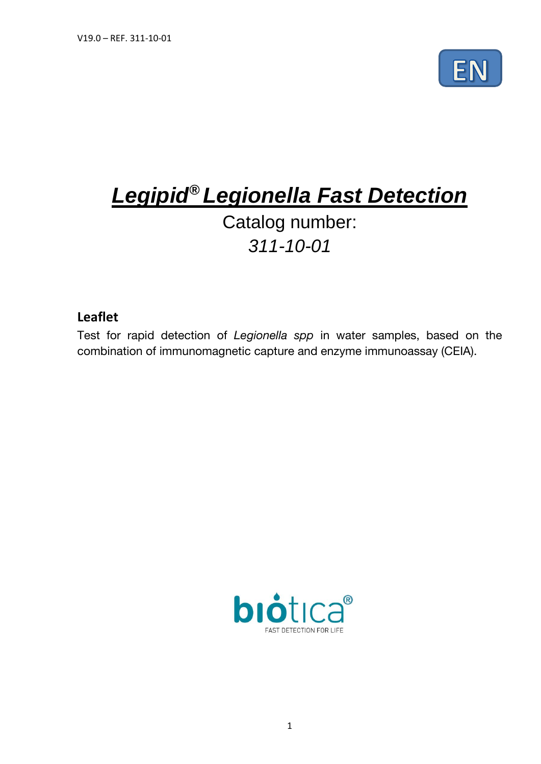V19.0 – REF. 311-10-01

EN

# ***Legipid® Legionella Fast Detection***

Catalog number:

*311-10-01*

## Leaflet

Test for rapid detection of *Legionella spp* in water samples, based on the combination of immunomagnetic capture and enzyme immunoassay (CEIA).

biotica®

FAST DETECTION FOR LIFE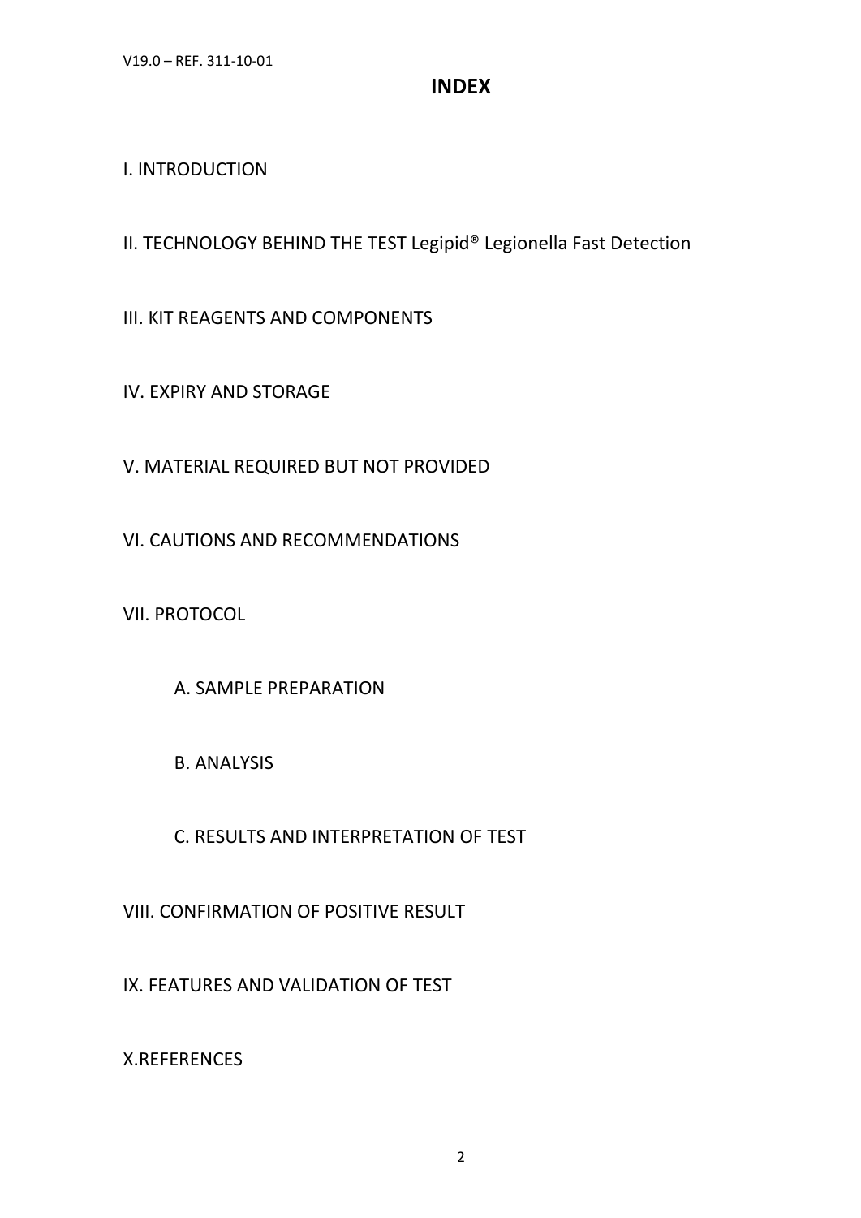# INDEX

I. INTRODUCTION

II. TECHNOLOGY BEHIND THE TEST Legipid® Legionella Fast Detection

III. KIT REAGENTS AND COMPONENTS

IV. EXPIRY AND STORAGE

V. MATERIAL REQUIRED BUT NOT PROVIDED

VI. CAUTIONS AND RECOMMENDATIONS

VII. PROTOCOL

- A. SAMPLE PREPARATION
- B. ANALYSIS
- C. RESULTS AND INTERPRETATION OF TEST

VIII. CONFIRMATION OF POSITIVE RESULT

IX. FEATURES AND VALIDATION OF TEST

X.REFERENCES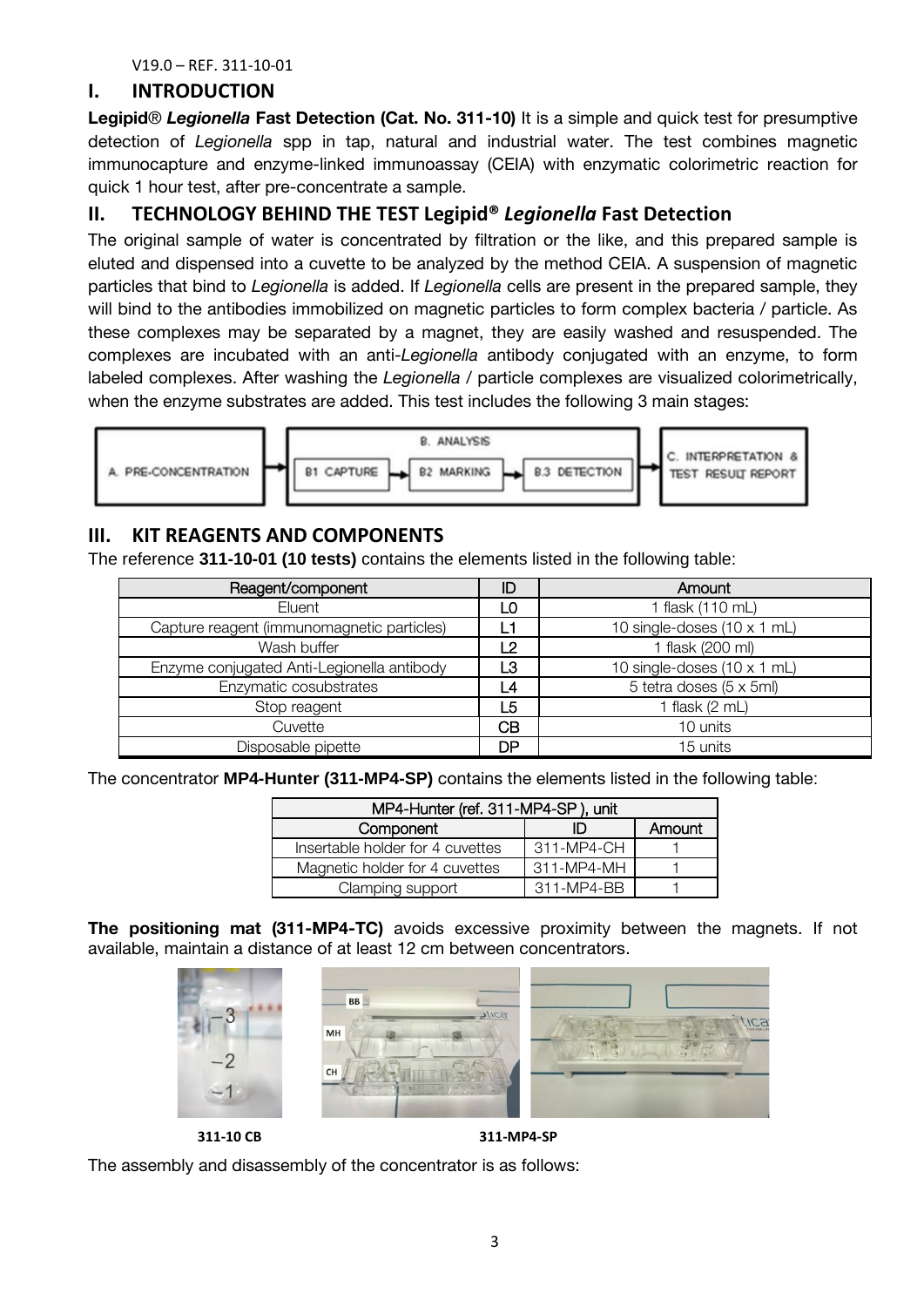V19.0 – REF. 311-10-01

# I. INTRODUCTION

**Legipid® *Legionella* Fast Detection (Cat. No. 311-10)** It is a simple and quick test for presumptive detection of *Legionella* spp in tap, natural and industrial water. The test combines magnetic immunocapture and enzyme-linked immunoassay (CEIA) with enzymatic colorimetric reaction for quick 1 hour test, after pre-concentrate a sample.

# II. TECHNOLOGY BEHIND THE TEST Legipid® *Legionella* Fast Detection

The original sample of water is concentrated by filtration or the like, and this prepared sample is eluted and dispensed into a cuvette to be analyzed by the method CEIA. A suspension of magnetic particles that bind to *Legionella* is added. If *Legionella* cells are present in the prepared sample, they will bind to the antibodies immobilized on magnetic particles to form complex bacteria / particle. As these complexes may be separated by a magnet, they are easily washed and resuspended. The complexes are incubated with an anti-*Legionella* antibody conjugated with an enzyme, to form labeled complexes. After washing the *Legionella* / particle complexes are visualized colorimetrically, when the enzyme substrates are added. This test includes the following 3 main stages:

A. PRE-CONCENTRATION → B. ANALYSIS (B1 CAPTURE → B2 MARKING → B.3 DETECTION) → C. INTERPRETATION & TEST RESULT REPORT

# III. KIT REAGENTS AND COMPONENTS

The reference **311-10-01 (10 tests)** contains the elements listed in the following table:

| Reagent/component | ID | Amount |
|---|---|---|
| Eluent | L0 | 1 flask (110 mL) |
| Capture reagent (immunomagnetic particles) | L1 | 10 single-doses (10 x 1 mL) |
| Wash buffer | L2 | 1 flask (200 ml) |
| Enzyme conjugated Anti-Legionella antibody | L3 | 10 single-doses (10 x 1 mL) |
| Enzymatic cosubstrates | L4 | 5 tetra doses (5 x 5ml) |
| Stop reagent | L5 | 1 flask (2 mL) |
| Cuvette | CB | 10 units |
| Disposable pipette | DP | 15 units |

The concentrator **MP4-Hunter (311-MP4-SP)** contains the elements listed in the following table:

| MP4-Hunter (ref. 311-MP4-SP ), unit | | |
|---|---|---|
| Component | ID | Amount |
| Insertable holder for 4 cuvettes | 311-MP4-CH | 1 |
| Magnetic holder for 4 cuvettes | 311-MP4-MH | 1 |
| Clamping support | 311-MP4-BB | 1 |

**The positioning mat (311-MP4-TC)** avoids excessive proximity between the magnets. If not available, maintain a distance of at least 12 cm between concentrators.

311-10 CB

311-MP4-SP

The assembly and disassembly of the concentrator is as follows: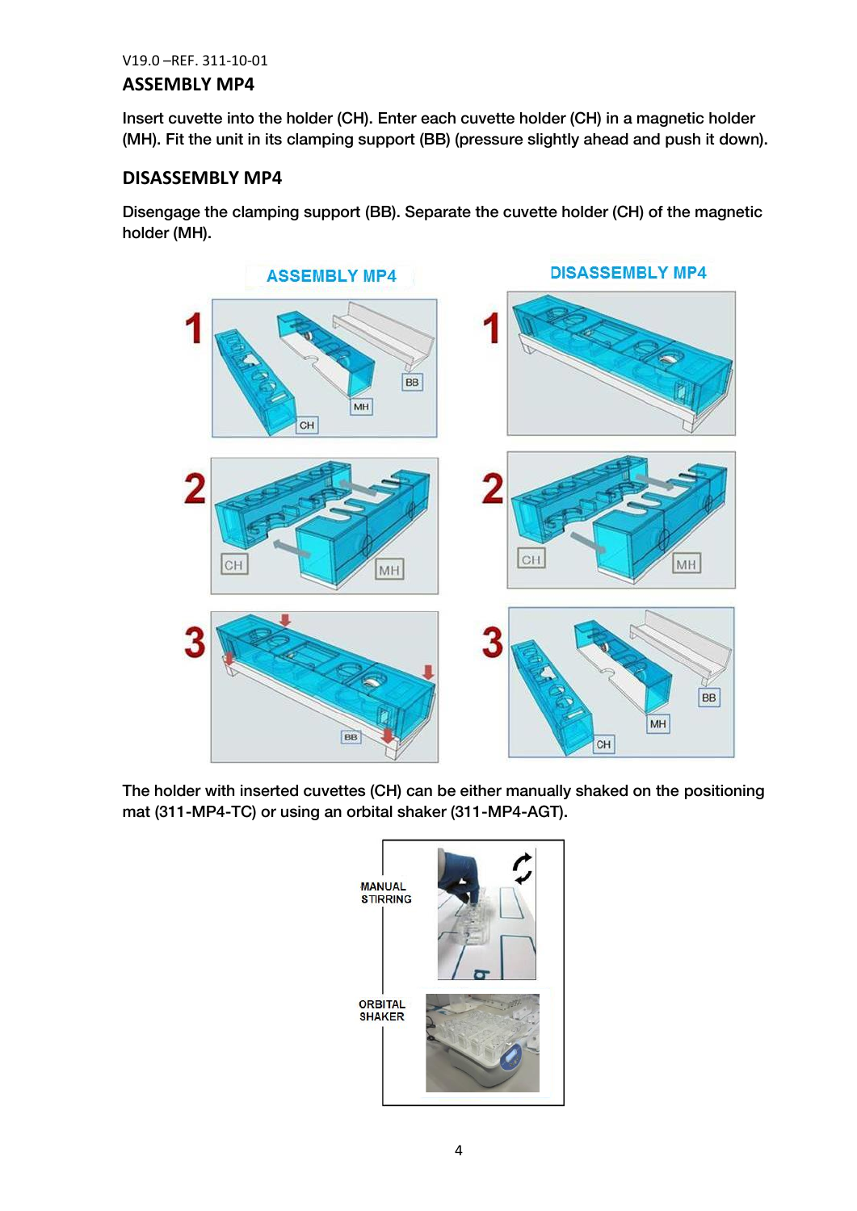## ASSEMBLY MP4

Insert cuvette into the holder (CH). Enter each cuvette holder (CH) in a magnetic holder (MH). Fit the unit in its clamping support (BB) (pressure slightly ahead and push it down).

## DISASSEMBLY MP4

Disengage the clamping support (BB). Separate the cuvette holder (CH) of the magnetic holder (MH).

The holder with inserted cuvettes (CH) can be either manually shaked on the positioning mat (311-MP4-TC) or using an orbital shaker (311-MP4-AGT).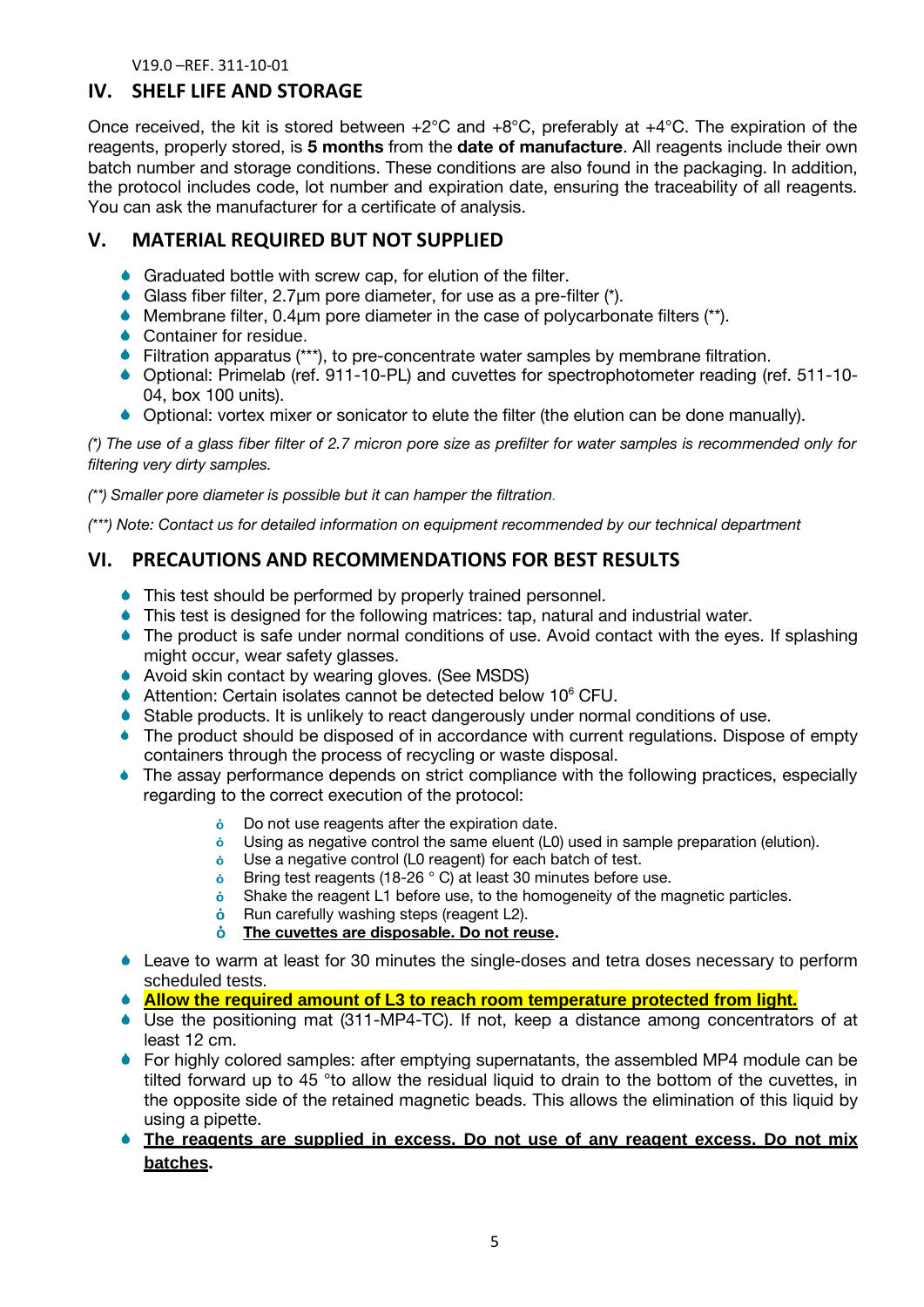## IV. SHELF LIFE AND STORAGE

Once received, the kit is stored between +2°C and +8°C, preferably at +4°C. The expiration of the reagents, properly stored, is **5 months** from the **date of manufacture**. All reagents include their own batch number and storage conditions. These conditions are also found in the packaging. In addition, the protocol includes code, lot number and expiration date, ensuring the traceability of all reagents. You can ask the manufacturer for a certificate of analysis.

## V. MATERIAL REQUIRED BUT NOT SUPPLIED

- Graduated bottle with screw cap, for elution of the filter.
- Glass fiber filter, 2.7µm pore diameter, for use as a pre-filter (*).
- Membrane filter, 0.4µm pore diameter in the case of polycarbonate filters (**).
- Container for residue.
- Filtration apparatus (***), to pre-concentrate water samples by membrane filtration.
- Optional: Primelab (ref. 911-10-PL) and cuvettes for spectrophotometer reading (ref. 511-10-04, box 100 units).
- Optional: vortex mixer or sonicator to elute the filter (the elution can be done manually).

*(*) The use of a glass fiber filter of 2.7 micron pore size as prefilter for water samples is recommended only for filtering very dirty samples.*

*(**) Smaller pore diameter is possible but it can hamper the filtration.*

*(***) Note: Contact us for detailed information on equipment recommended by our technical department*

## VI. PRECAUTIONS AND RECOMMENDATIONS FOR BEST RESULTS

- This test should be performed by properly trained personnel.
- This test is designed for the following matrices: tap, natural and industrial water.
- The product is safe under normal conditions of use. Avoid contact with the eyes. If splashing might occur, wear safety glasses.
- Avoid skin contact by wearing gloves. (See MSDS)
- Attention: Certain isolates cannot be detected below $10^6$ CFU.
- Stable products. It is unlikely to react dangerously under normal conditions of use.
- The product should be disposed of in accordance with current regulations. Dispose of empty containers through the process of recycling or waste disposal.
- The assay performance depends on strict compliance with the following practices, especially regarding to the correct execution of the protocol:
  - Do not use reagents after the expiration date.
  - Using as negative control the same eluent (L0) used in sample preparation (elution).
  - Use a negative control (L0 reagent) for each batch of test.
  - Bring test reagents (18-26 ° C) at least 30 minutes before use.
  - Shake the reagent L1 before use, to the homogeneity of the magnetic particles.
  - Run carefully washing steps (reagent L2).
  - **The cuvettes are disposable. Do not reuse.**
- Leave to warm at least for 30 minutes the single-doses and tetra doses necessary to perform scheduled tests.
- **Allow the required amount of L3 to reach room temperature protected from light.**
- Use the positioning mat (311-MP4-TC). If not, keep a distance among concentrators of at least 12 cm.
- For highly colored samples: after emptying supernatants, the assembled MP4 module can be tilted forward up to 45 °to allow the residual liquid to drain to the bottom of the cuvettes, in the opposite side of the retained magnetic beads. This allows the elimination of this liquid by using a pipette.
- **The reagents are supplied in excess. Do not use of any reagent excess. Do not mix batches.**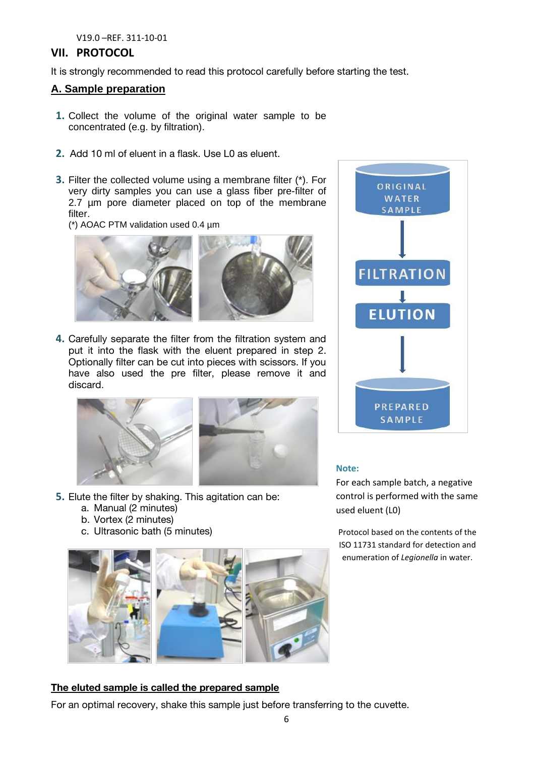V19.0 –REF. 311-10-01

## VII. PROTOCOL

It is strongly recommended to read this protocol carefully before starting the test.

### A. Sample preparation

1. Collect the volume of the original water sample to be concentrated (e.g. by filtration).

2. Add 10 ml of eluent in a flask. Use L0 as eluent.

3. Filter the collected volume using a membrane filter (*). For very dirty samples you can use a glass fiber pre-filter of 2.7 µm pore diameter placed on top of the membrane filter.
   (*) AOAC PTM validation used 0.4 µm

4. Carefully separate the filter from the filtration system and put it into the flask with the eluent prepared in step 2. Optionally filter can be cut into pieces with scissors. If you have also used the pre filter, please remove it and discard.

5. Elute the filter by shaking. This agitation can be:
   a. Manual (2 minutes)
   b. Vortex (2 minutes)
   c. Ultrasonic bath (5 minutes)

ORIGINAL WATER SAMPLE → FILTRATION → ELUTION → PREPARED SAMPLE

**Note:**

For each sample batch, a negative control is performed with the same used eluent (L0)

Protocol based on the contents of the ISO 11731 standard for detection and enumeration of *Legionella* in water.

**The eluted sample is called the prepared sample**

For an optimal recovery, shake this sample just before transferring to the cuvette.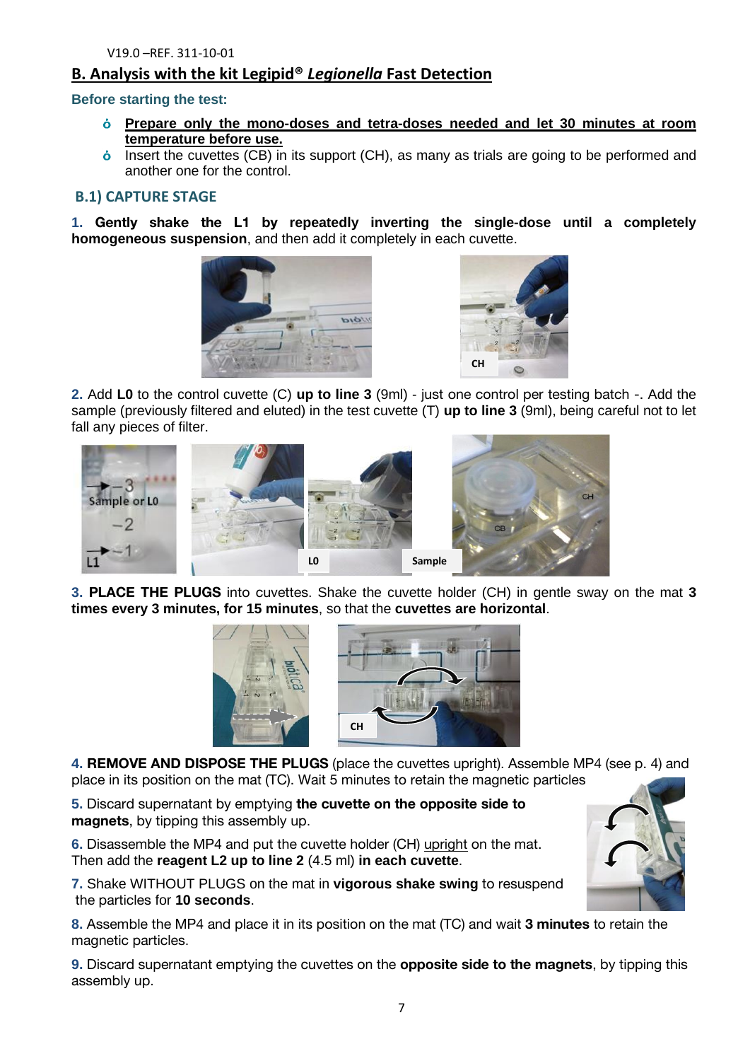V19.0 –REF. 311-10-01

## B. Analysis with the kit Legipid® *Legionella* Fast Detection

**Before starting the test:**

- **Prepare only the mono-doses and tetra-doses needed and let 30 minutes at room temperature before use.**
- Insert the cuvettes (CB) in its support (CH), as many as trials are going to be performed and another one for the control.

### B.1) CAPTURE STAGE

**1. Gently shake the L1 by repeatedly inverting the single-dose until a completely homogeneous suspension**, and then add it completely in each cuvette.

**2.** Add **L0** to the control cuvette (C) **up to line 3** (9ml) - just one control per testing batch -. Add the sample (previously filtered and eluted) in the test cuvette (T) **up to line 3** (9ml), being careful not to let fall any pieces of filter.

**3. PLACE THE PLUGS** into cuvettes. Shake the cuvette holder (CH) in gentle sway on the mat **3 times every 3 minutes, for 15 minutes**, so that the **cuvettes are horizontal**.

**4. REMOVE AND DISPOSE THE PLUGS** (place the cuvettes upright). Assemble MP4 (see p. 4) and place in its position on the mat (TC). Wait 5 minutes to retain the magnetic particles

**5.** Discard supernatant by emptying **the cuvette on the opposite side to magnets**, by tipping this assembly up.

**6.** Disassemble the MP4 and put the cuvette holder (CH) upright on the mat. Then add the **reagent L2 up to line 2** (4.5 ml) **in each cuvette**.

**7.** Shake WITHOUT PLUGS on the mat in **vigorous shake swing** to resuspend the particles for **10 seconds**.

**8.** Assemble the MP4 and place it in its position on the mat (TC) and wait **3 minutes** to retain the magnetic particles.

**9.** Discard supernatant emptying the cuvettes on the **opposite side to the magnets**, by tipping this assembly up.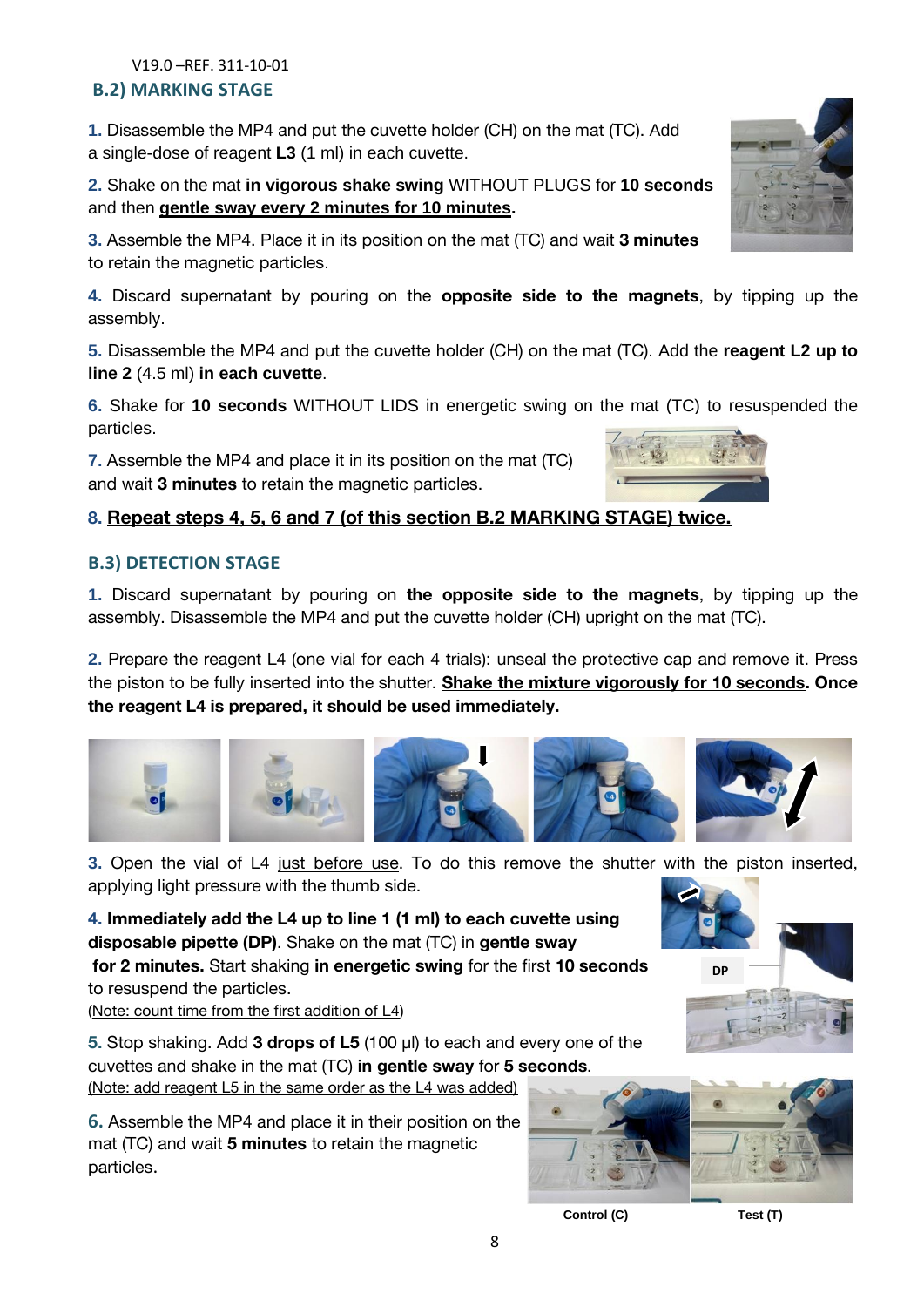V19.0 –REF. 311-10-01

## B.2) MARKING STAGE

**1.** Disassemble the MP4 and put the cuvette holder (CH) on the mat (TC). Add a single-dose of reagent **L3** (1 ml) in each cuvette.

**2.** Shake on the mat **in vigorous shake swing** WITHOUT PLUGS for **10 seconds** and then **gentle sway every 2 minutes for 10 minutes**.

**3.** Assemble the MP4. Place it in its position on the mat (TC) and wait **3 minutes** to retain the magnetic particles.

**4.** Discard supernatant by pouring on the **opposite side to the magnets**, by tipping up the assembly.

**5.** Disassemble the MP4 and put the cuvette holder (CH) on the mat (TC). Add the **reagent L2 up to line 2** (4.5 ml) **in each cuvette**.

**6.** Shake for **10 seconds** WITHOUT LIDS in energetic swing on the mat (TC) to resuspended the particles.

**7.** Assemble the MP4 and place it in its position on the mat (TC) and wait **3 minutes** to retain the magnetic particles.

**8. Repeat steps 4, 5, 6 and 7 (of this section B.2 MARKING STAGE) twice.**

## B.3) DETECTION STAGE

**1.** Discard supernatant by pouring on **the opposite side to the magnets**, by tipping up the assembly. Disassemble the MP4 and put the cuvette holder (CH) upright on the mat (TC).

**2.** Prepare the reagent L4 (one vial for each 4 trials): unseal the protective cap and remove it. Press the piston to be fully inserted into the shutter. **Shake the mixture vigorously for 10 seconds. Once the reagent L4 is prepared, it should be used immediately.**

**3.** Open the vial of L4 just before use. To do this remove the shutter with the piston inserted, applying light pressure with the thumb side.

**4. Immediately add the L4 up to line 1 (1 ml) to each cuvette using disposable pipette (DP)**. Shake on the mat (TC) in **gentle sway for 2 minutes.** Start shaking **in energetic swing** for the first **10 seconds** to resuspend the particles.
(Note: count time from the first addition of L4)

DP

**5.** Stop shaking. Add **3 drops of L5** (100 µl) to each and every one of the cuvettes and shake in the mat (TC) **in gentle sway** for **5 seconds**.
(Note: add reagent L5 in the same order as the L4 was added)

**6.** Assemble the MP4 and place it in their position on the mat (TC) and wait **5 minutes** to retain the magnetic particles.

Control (C) Test (T)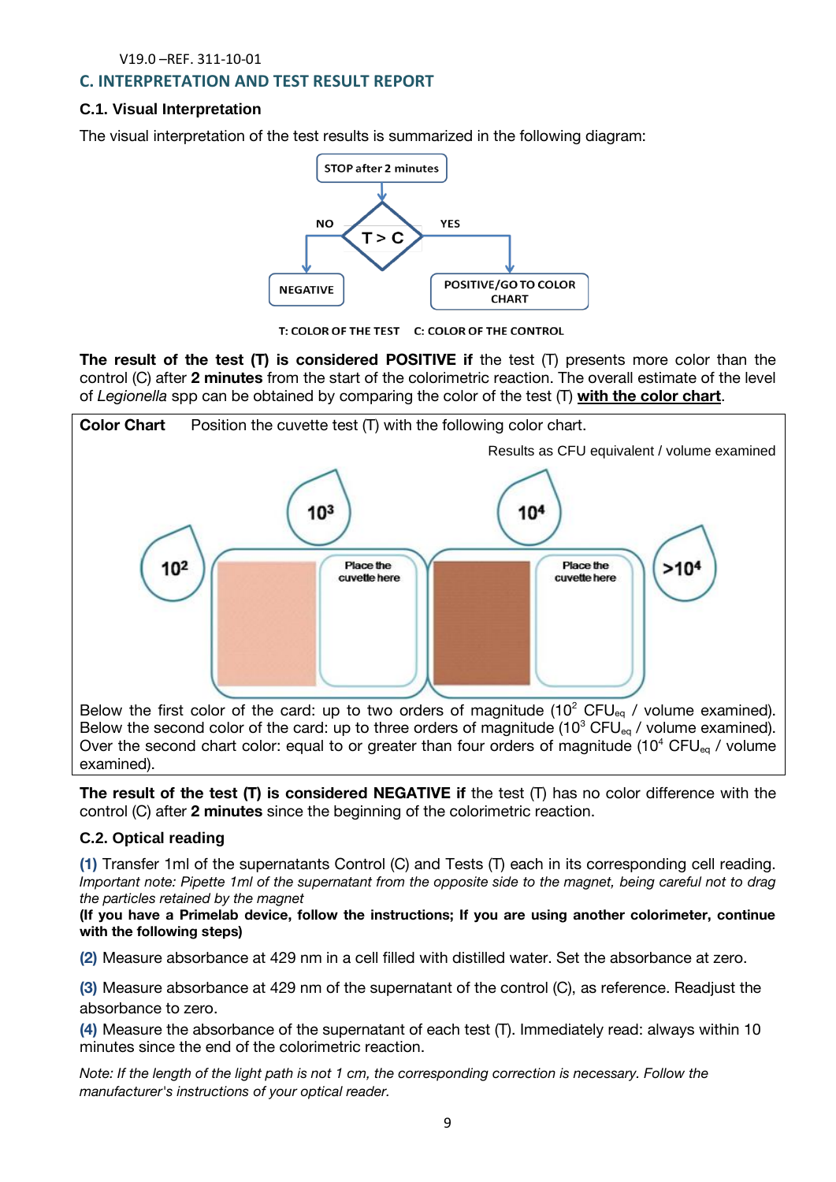V19.0 –REF. 311-10-01

## C. INTERPRETATION AND TEST RESULT REPORT

### C.1. Visual Interpretation

The visual interpretation of the test results is summarized in the following diagram:

STOP after 2 minutes

T > C

NO → NEGATIVE

YES → POSITIVE/GO TO COLOR CHART

T: COLOR OF THE TEST C: COLOR OF THE CONTROL

**The result of the test (T) is considered POSITIVE if** the test (T) presents more color than the control (C) after **2 minutes** from the start of the colorimetric reaction. The overall estimate of the level of *Legionella* spp can be obtained by comparing the color of the test (T) **with the color chart**.

**Color Chart** Position the cuvette test (T) with the following color chart.

Results as CFU equivalent / volume examined

$10^2$ | $10^3$ | Place the cuvette here | $10^4$ | Place the cuvette here | $>10^4$

Below the first color of the card: up to two orders of magnitude ($10^2$ $CFU_{eq}$ / volume examined). Below the second color of the card: up to three orders of magnitude ($10^3$ $CFU_{eq}$ / volume examined). Over the second chart color: equal to or greater than four orders of magnitude ($10^4$ $CFU_{eq}$ / volume examined).

**The result of the test (T) is considered NEGATIVE if** the test (T) has no color difference with the control (C) after **2 minutes** since the beginning of the colorimetric reaction.

### C.2. Optical reading

**(1)** Transfer 1ml of the supernatants Control (C) and Tests (T) each in its corresponding cell reading.
*Important note: Pipette 1ml of the supernatant from the opposite side to the magnet, being careful not to drag the particles retained by the magnet*
**(If you have a Primelab device, follow the instructions; If you are using another colorimeter, continue with the following steps)**

**(2)** Measure absorbance at 429 nm in a cell filled with distilled water. Set the absorbance at zero.

**(3)** Measure absorbance at 429 nm of the supernatant of the control (C), as reference. Readjust the absorbance to zero.

**(4)** Measure the absorbance of the supernatant of each test (T). Immediately read: always within 10 minutes since the end of the colorimetric reaction.

*Note: If the length of the light path is not 1 cm, the corresponding correction is necessary. Follow the manufacturer's instructions of your optical reader.*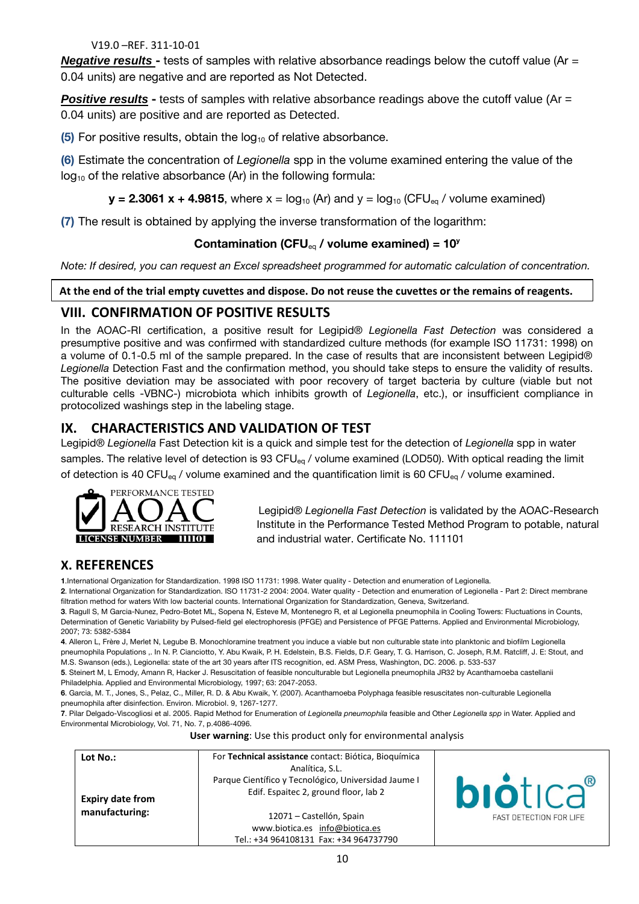V19.0 –REF. 311-10-01

***Negative results*** **-** tests of samples with relative absorbance readings below the cutoff value (Ar = 0.04 units) are negative and are reported as Not Detected.

***Positive results*** **-** tests of samples with relative absorbance readings above the cutoff value (Ar = 0.04 units) are positive and are reported as Detected.

**(5)** For positive results, obtain the $\log_{10}$ of relative absorbance.

**(6)** Estimate the concentration of *Legionella* spp in the volume examined entering the value of the $\log_{10}$ of the relative absorbance (Ar) in the following formula:

$$\mathbf{y = 2.3061\ x + 4.9815}, \text{ where } x = \log_{10}(\text{Ar}) \text{ and } y = \log_{10}(\text{CFU}_{eq} / \text{volume examined})$$

**(7)** The result is obtained by applying the inverse transformation of the logarithm:

$$\textbf{Contamination } (\text{CFU}_{eq} / \text{volume examined}) = 10^{y}$$

*Note: If desired, you can request an Excel spreadsheet programmed for automatic calculation of concentration.*

**At the end of the trial empty cuvettes and dispose. Do not reuse the cuvettes or the remains of reagents.**

## VIII. CONFIRMATION OF POSITIVE RESULTS

In the AOAC-RI certification, a positive result for Legipid® *Legionella Fast Detection* was considered a presumptive positive and was confirmed with standardized culture methods (for example ISO 11731: 1998) on a volume of 0.1-0.5 ml of the sample prepared. In the case of results that are inconsistent between Legipid® *Legionella* Detection Fast and the confirmation method, you should take steps to ensure the validity of results. The positive deviation may be associated with poor recovery of target bacteria by culture (viable but not culturable cells -VBNC-) microbiota which inhibits growth of *Legionella*, etc.), or insufficient compliance in protocolized washings step in the labeling stage.

## IX. CHARACTERISTICS AND VALIDATION OF TEST

Legipid® *Legionella* Fast Detection kit is a quick and simple test for the detection of *Legionella* spp in water samples. The relative level of detection is 93 $\text{CFU}_{eq}$ / volume examined (LOD50). With optical reading the limit of detection is 40 $\text{CFU}_{eq}$ / volume examined and the quantification limit is 60 $\text{CFU}_{eq}$ / volume examined.

PERFORMANCE TESTED AOAC RESEARCH INSTITUTE LICENSE NUMBER 111101

Legipid® *Legionella Fast Detection* is validated by the AOAC-Research Institute in the Performance Tested Method Program to potable, natural and industrial water. Certificate No. 111101

## X. REFERENCES

**1**.International Organization for Standardization. 1998 ISO 11731: 1998. Water quality - Detection and enumeration of Legionella.

**2**. International Organization for Standardization. ISO 11731-2 2004: 2004. Water quality - Detection and enumeration of Legionella - Part 2: Direct membrane filtration method for waters With low bacterial counts. International Organization for Standardization, Geneva, Switzerland.

**3**. Ragull S, M Garcia-Nunez, Pedro-Botet ML, Sopena N, Esteve M, Montenegro R, et al Legionella pneumophila in Cooling Towers: Fluctuations in Counts, Determination of Genetic Variability by Pulsed-field gel electrophoresis (PFGE) and Persistence of PFGE Patterns. Applied and Environmental Microbiology, 2007; 73: 5382-5384

**4**. Alleron L, Frère J, Merlet N, Legube B. Monochloramine treatment you induce a viable but non culturable state into planktonic and biofilm Legionella pneumophila Populations ,. In N. P. Cianciotto, Y. Abu Kwaik, P. H. Edelstein, B.S. Fields, D.F. Geary, T. G. Harrison, C. Joseph, R.M. Ratcliff, J. E: Stout, and M.S. Swanson (eds.), Legionella: state of the art 30 years after ITS recognition, ed. ASM Press, Washington, DC. 2006. p. 533-537

**5**. Steinert M, L Emody, Amann R, Hacker J. Resuscitation of feasible nonculturable but Legionella pneumophila JR32 by Acanthamoeba castellanii Philadelphia. Applied and Environmental Microbiology, 1997; 63: 2047-2053.

**6**. Garcia, M. T., Jones, S., Pelaz, C., Miller, R. D. & Abu Kwaik, Y. (2007). Acanthamoeba Polyphaga feasible resuscitates non-culturable Legionella pneumophila after disinfection. Environ. Microbiol. 9, 1267-1277.

**7**. Pilar Delgado-Viscogliosi et al. 2005. Rapid Method for Enumeration of *Legionella pneumophila* feasible and Other *Legionella spp* in Water. Applied and Environmental Microbiology, Vol. 71, No. 7, p.4086-4096.

**User warning**: Use this product only for environmental analysis

| **Lot No.:**<br><br>**Expiry date from manufacturing:** | For **Technical assistance** contact: Biótica, Bioquímica Analítica, S.L.<br>Parque Científico y Tecnológico, Universidad Jaume I<br>Edif. Espaitec 2, ground floor, lab 2<br>12071 – Castellón, Spain<br>www.biotica.es info@biotica.es<br>Tel.: +34 964108131 Fax: +34 964737790 | biótica® FAST DETECTION FOR LIFE |
|---|---|---|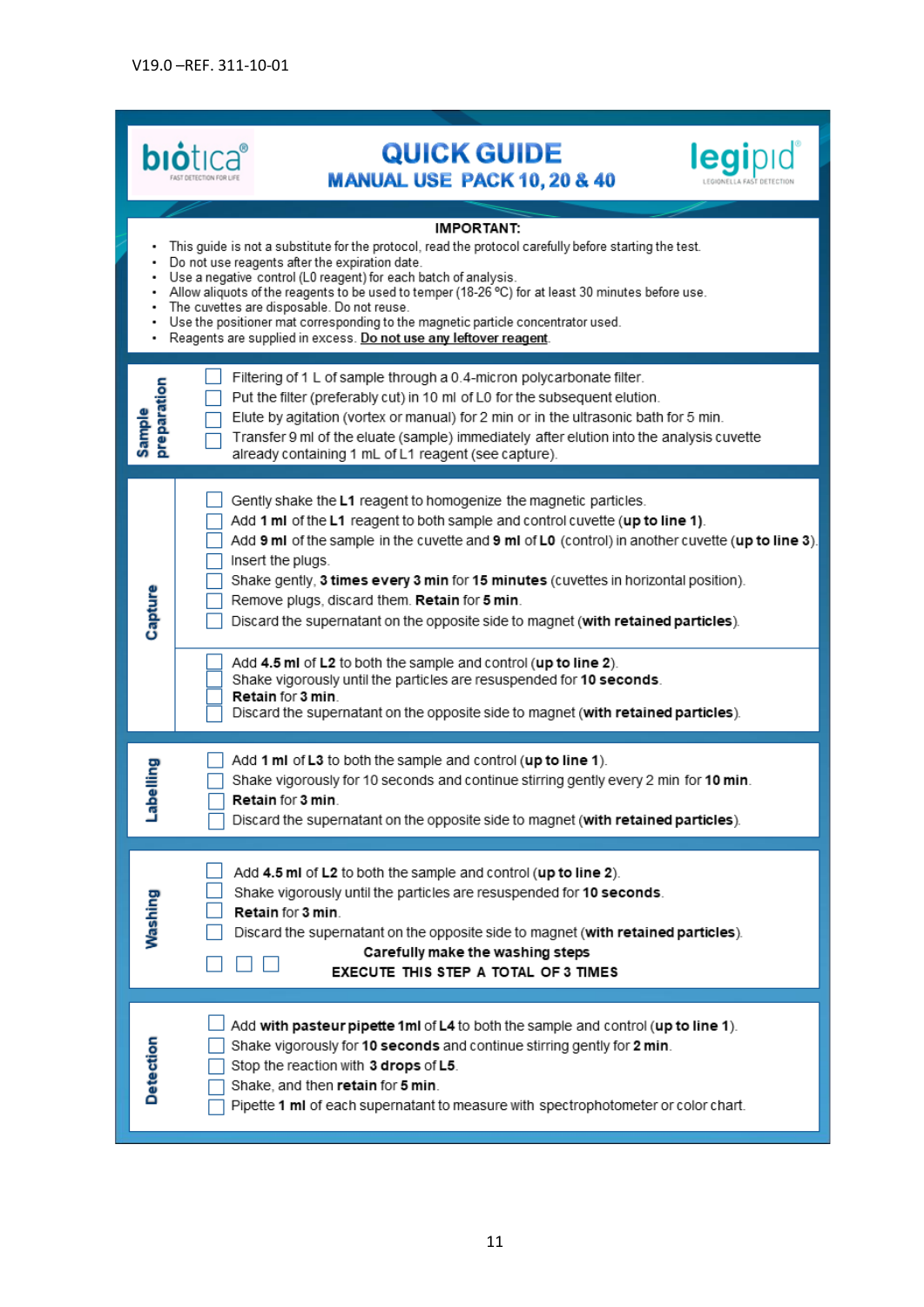V19.0 –REF. 311-10-01

biotica® FAST DETECTION FOR LIFE

# QUICK GUIDE
## MANUAL USE PACK 10, 20 & 40

legipid® LEGIONELLA FAST DETECTION

**IMPORTANT:**

- This guide is not a substitute for the protocol, read the protocol carefully before starting the test.
- Do not use reagents after the expiration date.
- Use a negative control (L0 reagent) for each batch of analysis.
- Allow aliquots of the reagents to be used to temper (18-26 °C) for at least 30 minutes before use.
- The cuvettes are disposable. Do not reuse.
- Use the positioner mat corresponding to the magnetic particle concentrator used.
- Reagents are supplied in excess. Do not use any leftover reagent.

### Sample preparation

- ☐ Filtering of 1 L of sample through a 0.4-micron polycarbonate filter.
- ☐ Put the filter (preferably cut) in 10 ml of L0 for the subsequent elution.
- ☐ Elute by agitation (vortex or manual) for 2 min or in the ultrasonic bath for 5 min.
- ☐ Transfer 9 ml of the eluate (sample) immediately after elution into the analysis cuvette already containing 1 mL of L1 reagent (see capture).

### Capture

- ☐ Gently shake the **L1** reagent to homogenize the magnetic particles.
- ☐ Add **1 ml** of the **L1** reagent to both sample and control cuvette (**up to line 1**).
- ☐ Add **9 ml** of the sample in the cuvette and **9 ml** of **L0** (control) in another cuvette (**up to line 3**).
- ☐ Insert the plugs.
- ☐ Shake gently, **3 times every 3 min** for **15 minutes** (cuvettes in horizontal position).
- ☐ Remove plugs, discard them. **Retain** for **5 min**.
- ☐ Discard the supernatant on the opposite side to magnet (**with retained particles**).

- ☐ Add **4.5 ml** of **L2** to both the sample and control (**up to line 2**).
- ☐ Shake vigorously until the particles are resuspended for **10 seconds**.
- ☐ **Retain** for **3 min**.
- ☐ Discard the supernatant on the opposite side to magnet (**with retained particles**).

### Labelling

- ☐ Add **1 ml** of **L3** to both the sample and control (**up to line 1**).
- ☐ Shake vigorously for 10 seconds and continue stirring gently every 2 min for **10 min**.
- ☐ **Retain** for **3 min**.
- ☐ Discard the supernatant on the opposite side to magnet (**with retained particles**).

### Washing

- ☐ Add **4.5 ml** of **L2** to both the sample and control (**up to line 2**).
- ☐ Shake vigorously until the particles are resuspended for **10 seconds**.
- ☐ **Retain** for **3 min**.
- ☐ Discard the supernatant on the opposite side to magnet (**with retained particles**).

☐ ☐ ☐ **Carefully make the washing steps**
**EXECUTE THIS STEP A TOTAL OF 3 TIMES**

### Detection

- ☐ Add **with pasteur pipette 1ml** of **L4** to both the sample and control (**up to line 1**).
- ☐ Shake vigorously for **10 seconds** and continue stirring gently for **2 min**.
- ☐ Stop the reaction with **3 drops** of **L5**.
- ☐ Shake, and then **retain** for **5 min**.
- ☐ Pipette **1 ml** of each supernatant to measure with spectrophotometer or color chart.